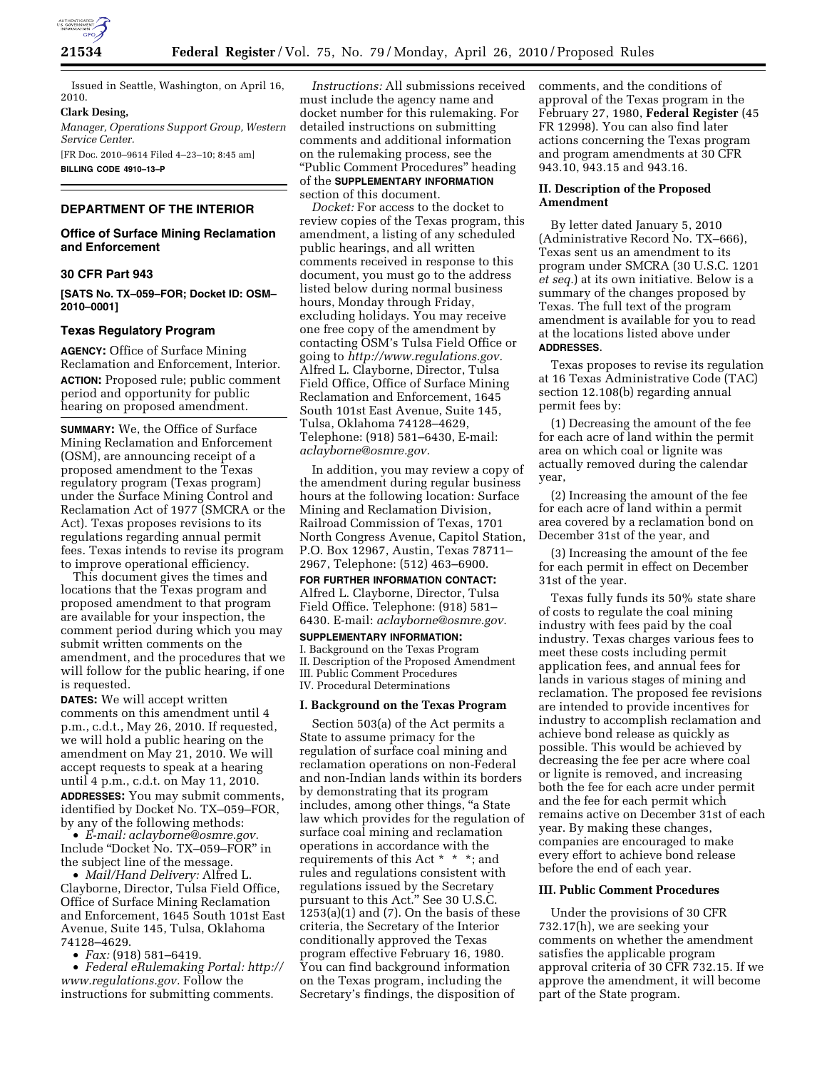Issued in Seattle, Washington, on April 16, 2010.

**Clark Desing,**

*Manager, Operations Support Group, Western Service Center.*

[FR Doc. 2010–9614 Filed 4–23–10; 8:45 am]

**BILLING CODE 4910–13–P**

## DEPARTMENT OF THE INTERIOR

### Office of Surface Mining Reclamation and Enforcement

### 30 CFR Part 943

**[SATS No. TX–059–FOR; Docket ID: OSM–2010–0001]**

### Texas Regulatory Program

**AGENCY:** Office of Surface Mining Reclamation and Enforcement, Interior.

**ACTION:** Proposed rule; public comment period and opportunity for public hearing on proposed amendment.

**SUMMARY:** We, the Office of Surface Mining Reclamation and Enforcement (OSM), are announcing receipt of a proposed amendment to the Texas regulatory program (Texas program) under the Surface Mining Control and Reclamation Act of 1977 (SMCRA or the Act). Texas proposes revisions to its regulations regarding annual permit fees. Texas intends to revise its program to improve operational efficiency.

This document gives the times and locations that the Texas program and proposed amendment to that program are available for your inspection, the comment period during which you may submit written comments on the amendment, and the procedures that we will follow for the public hearing, if one is requested.

**DATES:** We will accept written comments on this amendment until 4 p.m., c.d.t., May 26, 2010. If requested, we will hold a public hearing on the amendment on May 21, 2010. We will accept requests to speak at a hearing until 4 p.m., c.d.t. on May 11, 2010.

**ADDRESSES:** You may submit comments, identified by Docket No. TX–059–FOR, by any of the following methods:

- *E-mail: aclayborne@osmre.gov.* Include "Docket No. TX–059–FOR" in the subject line of the message.
- *Mail/Hand Delivery:* Alfred L. Clayborne, Director, Tulsa Field Office, Office of Surface Mining Reclamation and Enforcement, 1645 South 101st East Avenue, Suite 145, Tulsa, Oklahoma 74128–4629.
- *Fax:* (918) 581–6419.
- *Federal eRulemaking Portal: http://www.regulations.gov.* Follow the instructions for submitting comments.

*Instructions:* All submissions received must include the agency name and docket number for this rulemaking. For detailed instructions on submitting comments and additional information on the rulemaking process, see the "Public Comment Procedures" heading of the **SUPPLEMENTARY INFORMATION** section of this document.

*Docket:* For access to the docket to review copies of the Texas program, this amendment, a listing of any scheduled public hearings, and all written comments received in response to this document, you must go to the address listed below during normal business hours, Monday through Friday, excluding holidays. You may receive one free copy of the amendment by contacting OSM's Tulsa Field Office or going to *http://www.regulations.gov.* Alfred L. Clayborne, Director, Tulsa Field Office, Office of Surface Mining Reclamation and Enforcement, 1645 South 101st East Avenue, Suite 145, Tulsa, Oklahoma 74128–4629, Telephone: (918) 581–6430, E-mail: *aclayborne@osmre.gov.*

In addition, you may review a copy of the amendment during regular business hours at the following location: Surface Mining and Reclamation Division, Railroad Commission of Texas, 1701 North Congress Avenue, Capitol Station, P.O. Box 12967, Austin, Texas 78711–2967, Telephone: (512) 463–6900.

**FOR FURTHER INFORMATION CONTACT:** Alfred L. Clayborne, Director, Tulsa Field Office. Telephone: (918) 581–6430. E-mail: *aclayborne@osmre.gov.*

**SUPPLEMENTARY INFORMATION:**

I. Background on the Texas Program
II. Description of the Proposed Amendment
III. Public Comment Procedures
IV. Procedural Determinations

#### I. Background on the Texas Program

Section 503(a) of the Act permits a State to assume primacy for the regulation of surface coal mining and reclamation operations on non-Federal and non-Indian lands within its borders by demonstrating that its program includes, among other things, "a State law which provides for the regulation of surface coal mining and reclamation operations in accordance with the requirements of this Act * * *; and rules and regulations consistent with regulations issued by the Secretary pursuant to this Act." See 30 U.S.C. 1253(a)(1) and (7). On the basis of these criteria, the Secretary of the Interior conditionally approved the Texas program effective February 16, 1980. You can find background information on the Texas program, including the Secretary's findings, the disposition of comments, and the conditions of approval of the Texas program in the February 27, 1980, **Federal Register** (45 FR 12998). You can also find later actions concerning the Texas program and program amendments at 30 CFR 943.10, 943.15 and 943.16.

#### II. Description of the Proposed Amendment

By letter dated January 5, 2010 (Administrative Record No. TX–666), Texas sent us an amendment to its program under SMCRA (30 U.S.C. 1201 *et seq.*) at its own initiative. Below is a summary of the changes proposed by Texas. The full text of the program amendment is available for you to read at the locations listed above under **ADDRESSES**.

Texas proposes to revise its regulation at 16 Texas Administrative Code (TAC) section 12.108(b) regarding annual permit fees by:

(1) Decreasing the amount of the fee for each acre of land within the permit area on which coal or lignite was actually removed during the calendar year,

(2) Increasing the amount of the fee for each acre of land within a permit area covered by a reclamation bond on December 31st of the year, and

(3) Increasing the amount of the fee for each permit in effect on December 31st of the year.

Texas fully funds its 50% state share of costs to regulate the coal mining industry with fees paid by the coal industry. Texas charges various fees to meet these costs including permit application fees, and annual fees for lands in various stages of mining and reclamation. The proposed fee revisions are intended to provide incentives for industry to accomplish reclamation and achieve bond release as quickly as possible. This would be achieved by decreasing the fee per acre where coal or lignite is removed, and increasing both the fee for each acre under permit and the fee for each permit which remains active on December 31st of each year. By making these changes, companies are encouraged to make every effort to achieve bond release before the end of each year.

#### III. Public Comment Procedures

Under the provisions of 30 CFR 732.17(h), we are seeking your comments on whether the amendment satisfies the applicable program approval criteria of 30 CFR 732.15. If we approve the amendment, it will become part of the State program.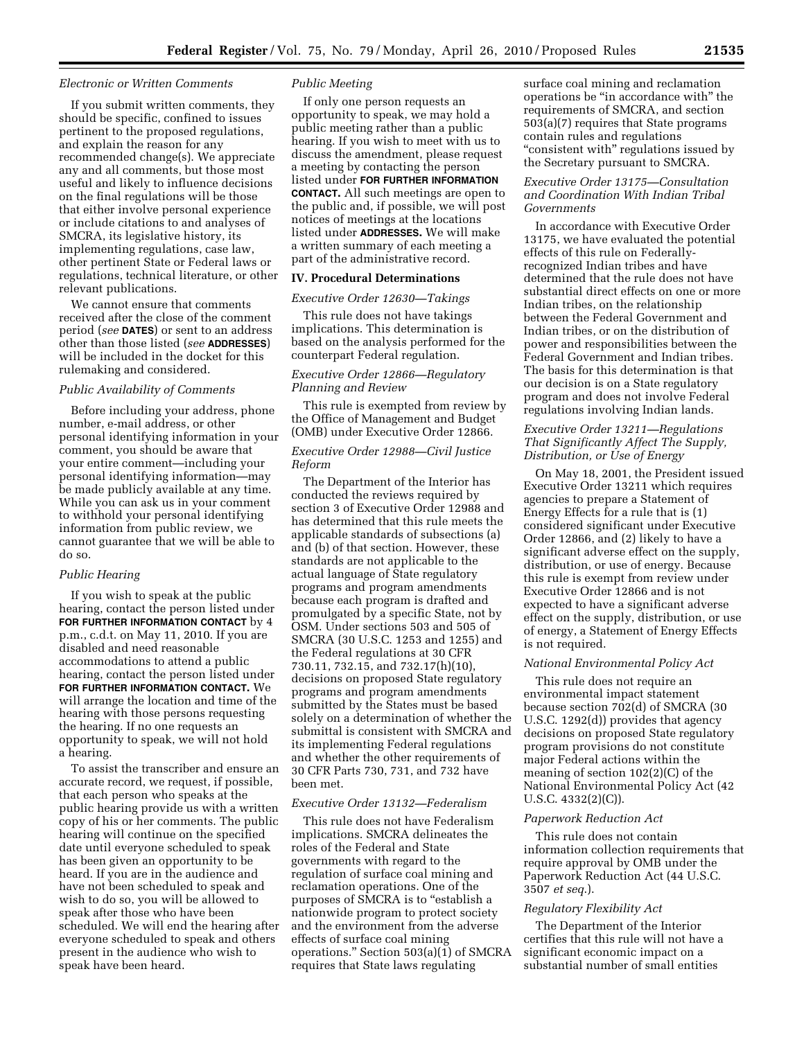*Electronic or Written Comments*

If you submit written comments, they should be specific, confined to issues pertinent to the proposed regulations, and explain the reason for any recommended change(s). We appreciate any and all comments, but those most useful and likely to influence decisions on the final regulations will be those that either involve personal experience or include citations to and analyses of SMCRA, its legislative history, its implementing regulations, case law, other pertinent State or Federal laws or regulations, technical literature, or other relevant publications.

We cannot ensure that comments received after the close of the comment period (*see* **DATES**) or sent to an address other than those listed (*see* **ADDRESSES**) will be included in the docket for this rulemaking and considered.

*Public Availability of Comments*

Before including your address, phone number, e-mail address, or other personal identifying information in your comment, you should be aware that your entire comment—including your personal identifying information—may be made publicly available at any time. While you can ask us in your comment to withhold your personal identifying information from public review, we cannot guarantee that we will be able to do so.

*Public Hearing*

If you wish to speak at the public hearing, contact the person listed under **FOR FURTHER INFORMATION CONTACT** by 4 p.m., c.d.t. on May 11, 2010. If you are disabled and need reasonable accommodations to attend a public hearing, contact the person listed under **FOR FURTHER INFORMATION CONTACT.** We will arrange the location and time of the hearing with those persons requesting the hearing. If no one requests an opportunity to speak, we will not hold a hearing.

To assist the transcriber and ensure an accurate record, we request, if possible, that each person who speaks at the public hearing provide us with a written copy of his or her comments. The public hearing will continue on the specified date until everyone scheduled to speak has been given an opportunity to be heard. If you are in the audience and have not been scheduled to speak and wish to do so, you will be allowed to speak after those who have been scheduled. We will end the hearing after everyone scheduled to speak and others present in the audience who wish to speak have been heard.

*Public Meeting*

If only one person requests an opportunity to speak, we may hold a public meeting rather than a public hearing. If you wish to meet with us to discuss the amendment, please request a meeting by contacting the person listed under **FOR FURTHER INFORMATION CONTACT.** All such meetings are open to the public and, if possible, we will post notices of meetings at the locations listed under **ADDRESSES.** We will make a written summary of each meeting a part of the administrative record.

## IV. Procedural Determinations

*Executive Order 12630—Takings*

This rule does not have takings implications. This determination is based on the analysis performed for the counterpart Federal regulation.

*Executive Order 12866—Regulatory Planning and Review*

This rule is exempted from review by the Office of Management and Budget (OMB) under Executive Order 12866.

*Executive Order 12988—Civil Justice Reform*

The Department of the Interior has conducted the reviews required by section 3 of Executive Order 12988 and has determined that this rule meets the applicable standards of subsections (a) and (b) of that section. However, these standards are not applicable to the actual language of State regulatory programs and program amendments because each program is drafted and promulgated by a specific State, not by OSM. Under sections 503 and 505 of SMCRA (30 U.S.C. 1253 and 1255) and the Federal regulations at 30 CFR 730.11, 732.15, and 732.17(h)(10), decisions on proposed State regulatory programs and program amendments submitted by the States must be based solely on a determination of whether the submittal is consistent with SMCRA and its implementing Federal regulations and whether the other requirements of 30 CFR Parts 730, 731, and 732 have been met.

*Executive Order 13132—Federalism*

This rule does not have Federalism implications. SMCRA delineates the roles of the Federal and State governments with regard to the regulation of surface coal mining and reclamation operations. One of the purposes of SMCRA is to "establish a nationwide program to protect society and the environment from the adverse effects of surface coal mining operations." Section 503(a)(1) of SMCRA requires that State laws regulating surface coal mining and reclamation operations be "in accordance with" the requirements of SMCRA, and section 503(a)(7) requires that State programs contain rules and regulations "consistent with" regulations issued by the Secretary pursuant to SMCRA.

*Executive Order 13175—Consultation and Coordination With Indian Tribal Governments*

In accordance with Executive Order 13175, we have evaluated the potential effects of this rule on Federally-recognized Indian tribes and have determined that the rule does not have substantial direct effects on one or more Indian tribes, on the relationship between the Federal Government and Indian tribes, or on the distribution of power and responsibilities between the Federal Government and Indian tribes. The basis for this determination is that our decision is on a State regulatory program and does not involve Federal regulations involving Indian lands.

*Executive Order 13211—Regulations That Significantly Affect The Supply, Distribution, or Use of Energy*

On May 18, 2001, the President issued Executive Order 13211 which requires agencies to prepare a Statement of Energy Effects for a rule that is (1) considered significant under Executive Order 12866, and (2) likely to have a significant adverse effect on the supply, distribution, or use of energy. Because this rule is exempt from review under Executive Order 12866 and is not expected to have a significant adverse effect on the supply, distribution, or use of energy, a Statement of Energy Effects is not required.

*National Environmental Policy Act*

This rule does not require an environmental impact statement because section 702(d) of SMCRA (30 U.S.C. 1292(d)) provides that agency decisions on proposed State regulatory program provisions do not constitute major Federal actions within the meaning of section 102(2)(C) of the National Environmental Policy Act (42 U.S.C. 4332(2)(C)).

*Paperwork Reduction Act*

This rule does not contain information collection requirements that require approval by OMB under the Paperwork Reduction Act (44 U.S.C. 3507 *et seq.*).

*Regulatory Flexibility Act*

The Department of the Interior certifies that this rule will not have a significant economic impact on a substantial number of small entities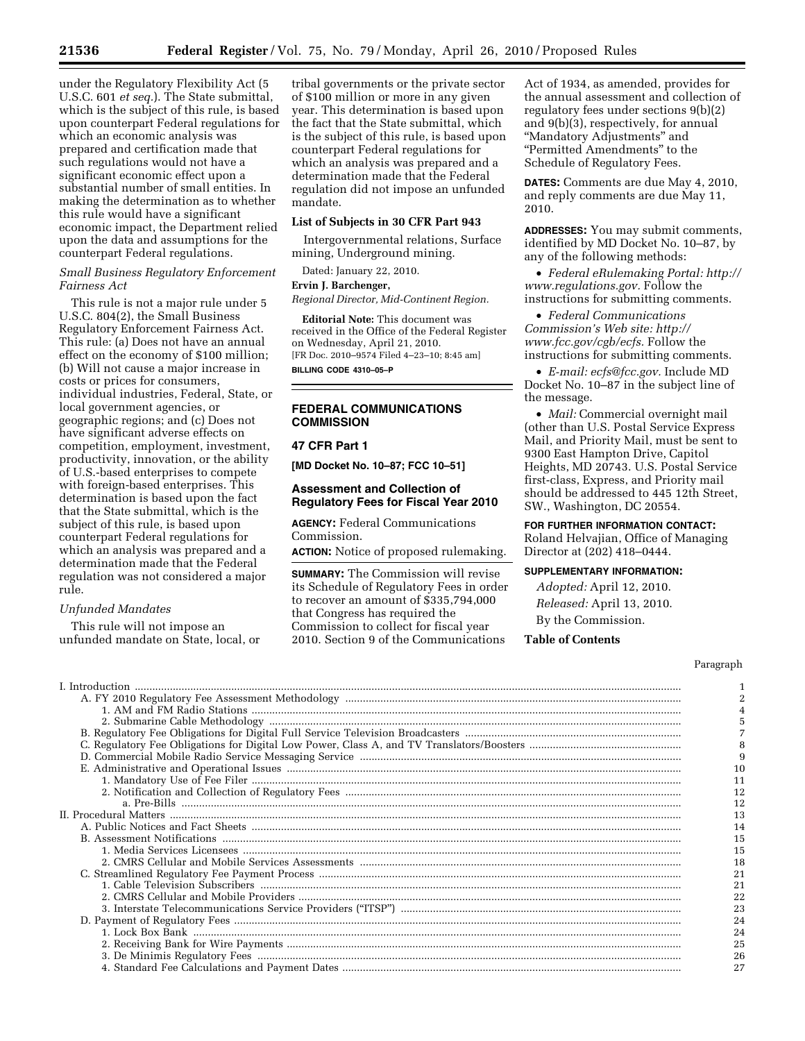under the Regulatory Flexibility Act (5 U.S.C. 601 *et seq.*). The State submittal, which is the subject of this rule, is based upon counterpart Federal regulations for which an economic analysis was prepared and certification made that such regulations would not have a significant economic effect upon a substantial number of small entities. In making the determination as to whether this rule would have a significant economic impact, the Department relied upon the data and assumptions for the counterpart Federal regulations.

*Small Business Regulatory Enforcement Fairness Act*

This rule is not a major rule under 5 U.S.C. 804(2), the Small Business Regulatory Enforcement Fairness Act. This rule: (a) Does not have an annual effect on the economy of $100 million; (b) Will not cause a major increase in costs or prices for consumers, individual industries, Federal, State, or local government agencies, or geographic regions; and (c) Does not have significant adverse effects on competition, employment, investment, productivity, innovation, or the ability of U.S.-based enterprises to compete with foreign-based enterprises. This determination is based upon the fact that the State submittal, which is the subject of this rule, is based upon counterpart Federal regulations for which an analysis was prepared and a determination made that the Federal regulation was not considered a major rule.

*Unfunded Mandates*

This rule will not impose an unfunded mandate on State, local, or tribal governments or the private sector of $100 million or more in any given year. This determination is based upon the fact that the State submittal, which is the subject of this rule, is based upon counterpart Federal regulations for which an analysis was prepared and a determination made that the Federal regulation did not impose an unfunded mandate.

**List of Subjects in 30 CFR Part 943**

Intergovernmental relations, Surface mining, Underground mining.

Dated: January 22, 2010.

**Ervin J. Barchenger,**

*Regional Director, Mid-Continent Region.*

**Editorial Note:** This document was received in the Office of the Federal Register on Wednesday, April 21, 2010.

[FR Doc. 2010–9574 Filed 4–23–10; 8:45 am]

**BILLING CODE 4310–05–P**

---

## FEDERAL COMMUNICATIONS COMMISSION

### 47 CFR Part 1

**[MD Docket No. 10–87; FCC 10–51]**

### Assessment and Collection of Regulatory Fees for Fiscal Year 2010

**AGENCY:** Federal Communications Commission.

**ACTION:** Notice of proposed rulemaking.

**SUMMARY:** The Commission will revise its Schedule of Regulatory Fees in order to recover an amount of $335,794,000 that Congress has required the Commission to collect for fiscal year 2010. Section 9 of the Communications Act of 1934, as amended, provides for the annual assessment and collection of regulatory fees under sections 9(b)(2) and 9(b)(3), respectively, for annual "Mandatory Adjustments" and "Permitted Amendments" to the Schedule of Regulatory Fees.

**DATES:** Comments are due May 4, 2010, and reply comments are due May 11, 2010.

**ADDRESSES:** You may submit comments, identified by MD Docket No. 10–87, by any of the following methods:

- *Federal eRulemaking Portal: http://www.regulations.gov.* Follow the instructions for submitting comments.
- *Federal Communications Commission's Web site: http://www.fcc.gov/cgb/ecfs.* Follow the instructions for submitting comments.
- *E-mail: ecfs@fcc.gov.* Include MD Docket No. 10–87 in the subject line of the message.
- *Mail:* Commercial overnight mail (other than U.S. Postal Service Express Mail, and Priority Mail, must be sent to 9300 East Hampton Drive, Capitol Heights, MD 20743. U.S. Postal Service first-class, Express, and Priority mail should be addressed to 445 12th Street, SW., Washington, DC 20554.

**FOR FURTHER INFORMATION CONTACT:** Roland Helvajian, Office of Managing Director at (202) 418–0444.

**SUPPLEMENTARY INFORMATION:**

*Adopted:* April 12, 2010.

*Released:* April 13, 2010.

By the Commission.

**Table of Contents**

| | Paragraph |
|---|---|
| I. Introduction | 1 |
| A. FY 2010 Regulatory Fee Assessment Methodology | 2 |
| 1. AM and FM Radio Stations | 4 |
| 2. Submarine Cable Methodology | 5 |
| B. Regulatory Fee Obligations for Digital Full Service Television Broadcasters | 7 |
| C. Regulatory Fee Obligations for Digital Low Power, Class A, and TV Translators/Boosters | 8 |
| D. Commercial Mobile Radio Service Messaging Service | 9 |
| E. Administrative and Operational Issues | 10 |
| 1. Mandatory Use of Fee Filer | 11 |
| 2. Notification and Collection of Regulatory Fees | 12 |
| a. Pre-Bills | 12 |
| II. Procedural Matters | 13 |
| A. Public Notices and Fact Sheets | 14 |
| B. Assessment Notifications | 15 |
| 1. Media Services Licensees | 15 |
| 2. CMRS Cellular and Mobile Services Assessments | 18 |
| C. Streamlined Regulatory Fee Payment Process | 21 |
| 1. Cable Television Subscribers | 21 |
| 2. CMRS Cellular and Mobile Providers | 22 |
| 3. Interstate Telecommunications Service Providers ("ITSP") | 23 |
| D. Payment of Regulatory Fees | 24 |
| 1. Lock Box Bank | 24 |
| 2. Receiving Bank for Wire Payments | 25 |
| 3. De Minimis Regulatory Fees | 26 |
| 4. Standard Fee Calculations and Payment Dates | 27 |